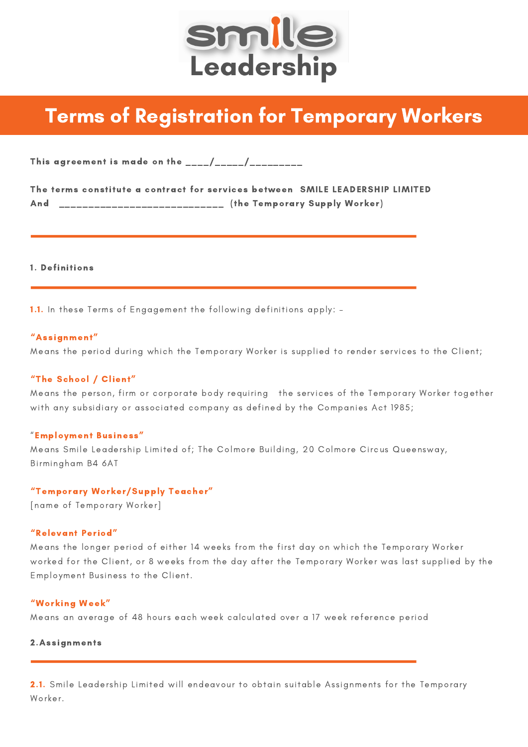smile Leadership

# Terms of Registration for Temporary Workers

**This agreement is made on the \_\_\_\_/\_\_\_\_\_/\_\_\_\_\_\_\_\_\_**

**The terms constitute a contract for services between SMILE LEADERSHIP LIMITED**
**And \_\_\_\_\_\_\_\_\_\_\_\_\_\_\_\_\_\_\_\_\_\_\_\_\_\_\_\_\_\_ (the Temporary Supply Worker)**

## 1. Definitions

**1.1.** In these Terms of Engagement the following definitions apply: –

**"Assignment"**
Means the period during which the Temporary Worker is supplied to render services to the Client;

**"The School / Client"**
Means the person, firm or corporate body requiring the services of the Temporary Worker together with any subsidiary or associated company as defined by the Companies Act 1985;

**"Employment Business"**
Means Smile Leadership Limited of; The Colmore Building, 20 Colmore Circus Queensway, Birmingham B4 6AT

**"Temporary Worker/Supply Teacher"**
[name of Temporary Worker]

**"Relevant Period"**
Means the longer period of either 14 weeks from the first day on which the Temporary Worker worked for the Client, or 8 weeks from the day after the Temporary Worker was last supplied by the Employment Business to the Client.

**"Working Week"**
Means an average of 48 hours each week calculated over a 17 week reference period

## 2. Assignments

**2.1.** Smile Leadership Limited will endeavour to obtain suitable Assignments for the Temporary Worker.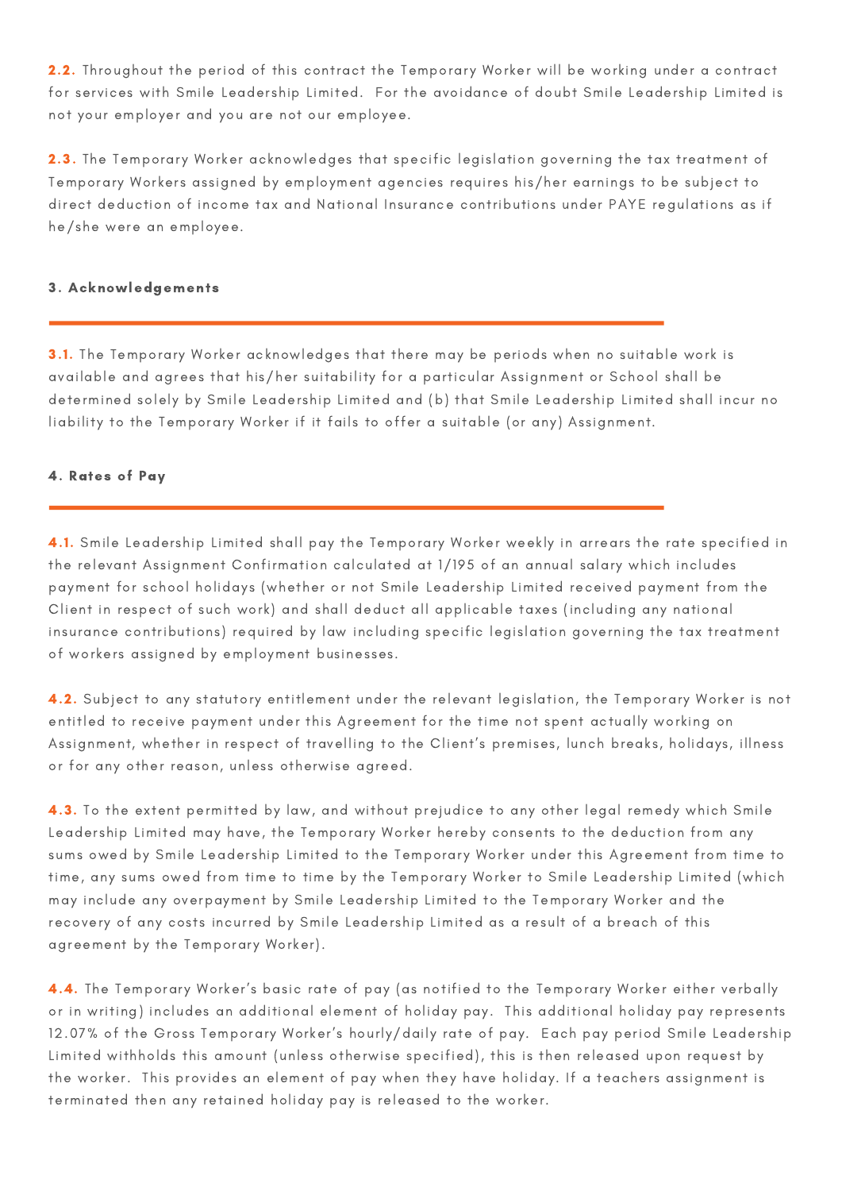**2.2.** Throughout the period of this contract the Temporary Worker will be working under a contract for services with Smile Leadership Limited. For the avoidance of doubt Smile Leadership Limited is not your employer and you are not our employee.

**2.3.** The Temporary Worker acknowledges that specific legislation governing the tax treatment of Temporary Workers assigned by employment agencies requires his/her earnings to be subject to direct deduction of income tax and National Insurance contributions under PAYE regulations as if he/she were an employee.

## 3. Acknowledgements

**3.1.** The Temporary Worker acknowledges that there may be periods when no suitable work is available and agrees that his/her suitability for a particular Assignment or School shall be determined solely by Smile Leadership Limited and (b) that Smile Leadership Limited shall incur no liability to the Temporary Worker if it fails to offer a suitable (or any) Assignment.

## 4. Rates of Pay

**4.1.** Smile Leadership Limited shall pay the Temporary Worker weekly in arrears the rate specified in the relevant Assignment Confirmation calculated at 1/195 of an annual salary which includes payment for school holidays (whether or not Smile Leadership Limited received payment from the Client in respect of such work) and shall deduct all applicable taxes (including any national insurance contributions) required by law including specific legislation governing the tax treatment of workers assigned by employment businesses.

**4.2.** Subject to any statutory entitlement under the relevant legislation, the Temporary Worker is not entitled to receive payment under this Agreement for the time not spent actually working on Assignment, whether in respect of travelling to the Client's premises, lunch breaks, holidays, illness or for any other reason, unless otherwise agreed.

**4.3.** To the extent permitted by law, and without prejudice to any other legal remedy which Smile Leadership Limited may have, the Temporary Worker hereby consents to the deduction from any sums owed by Smile Leadership Limited to the Temporary Worker under this Agreement from time to time, any sums owed from time to time by the Temporary Worker to Smile Leadership Limited (which may include any overpayment by Smile Leadership Limited to the Temporary Worker and the recovery of any costs incurred by Smile Leadership Limited as a result of a breach of this agreement by the Temporary Worker).

**4.4.** The Temporary Worker's basic rate of pay (as notified to the Temporary Worker either verbally or in writing) includes an additional element of holiday pay. This additional holiday pay represents 12.07% of the Gross Temporary Worker's hourly/daily rate of pay. Each pay period Smile Leadership Limited withholds this amount (unless otherwise specified), this is then released upon request by the worker. This provides an element of pay when they have holiday. If a teachers assignment is terminated then any retained holiday pay is released to the worker.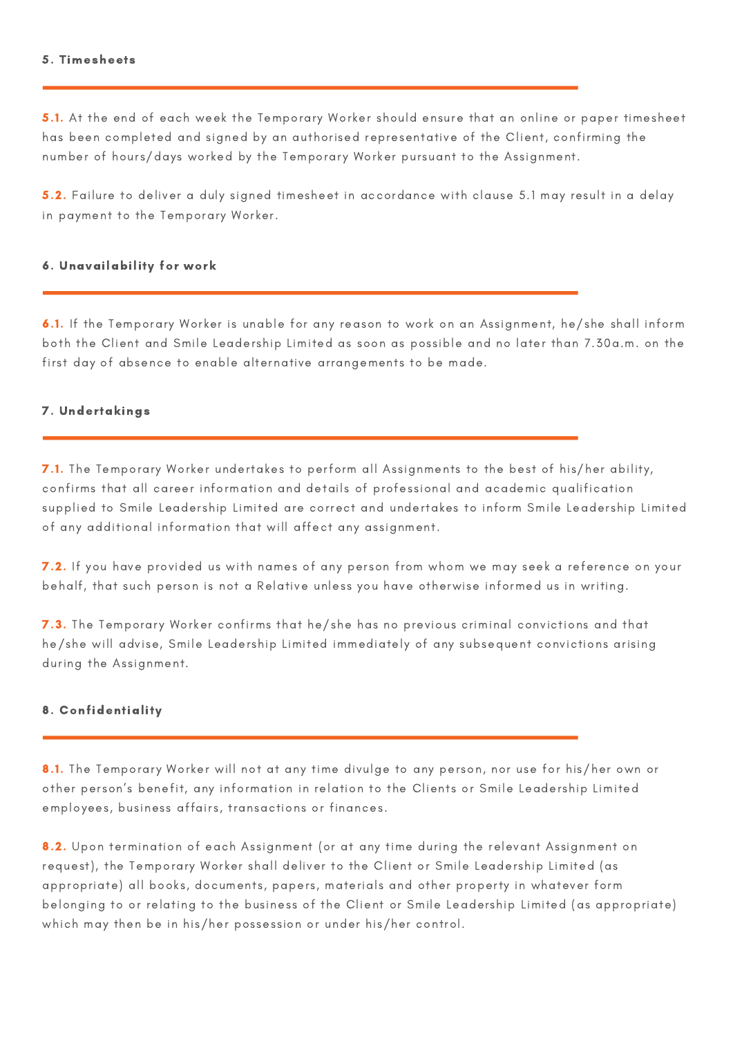### 5. Timesheets

**5.1.** At the end of each week the Temporary Worker should ensure that an online or paper timesheet has been completed and signed by an authorised representative of the Client, confirming the number of hours/days worked by the Temporary Worker pursuant to the Assignment.

**5.2.** Failure to deliver a duly signed timesheet in accordance with clause 5.1 may result in a delay in payment to the Temporary Worker.

### 6. Unavailability for work

**6.1.** If the Temporary Worker is unable for any reason to work on an Assignment, he/she shall inform both the Client and Smile Leadership Limited as soon as possible and no later than 7.30a.m. on the first day of absence to enable alternative arrangements to be made.

### 7. Undertakings

**7.1.** The Temporary Worker undertakes to perform all Assignments to the best of his/her ability, confirms that all career information and details of professional and academic qualification supplied to Smile Leadership Limited are correct and undertakes to inform Smile Leadership Limited of any additional information that will affect any assignment.

**7.2.** If you have provided us with names of any person from whom we may seek a reference on your behalf, that such person is not a Relative unless you have otherwise informed us in writing.

**7.3.** The Temporary Worker confirms that he/she has no previous criminal convictions and that he/she will advise, Smile Leadership Limited immediately of any subsequent convictions arising during the Assignment.

### 8. Confidentiality

**8.1.** The Temporary Worker will not at any time divulge to any person, nor use for his/her own or other person's benefit, any information in relation to the Clients or Smile Leadership Limited employees, business affairs, transactions or finances.

**8.2.** Upon termination of each Assignment (or at any time during the relevant Assignment on request), the Temporary Worker shall deliver to the Client or Smile Leadership Limited (as appropriate) all books, documents, papers, materials and other property in whatever form belonging to or relating to the business of the Client or Smile Leadership Limited (as appropriate) which may then be in his/her possession or under his/her control.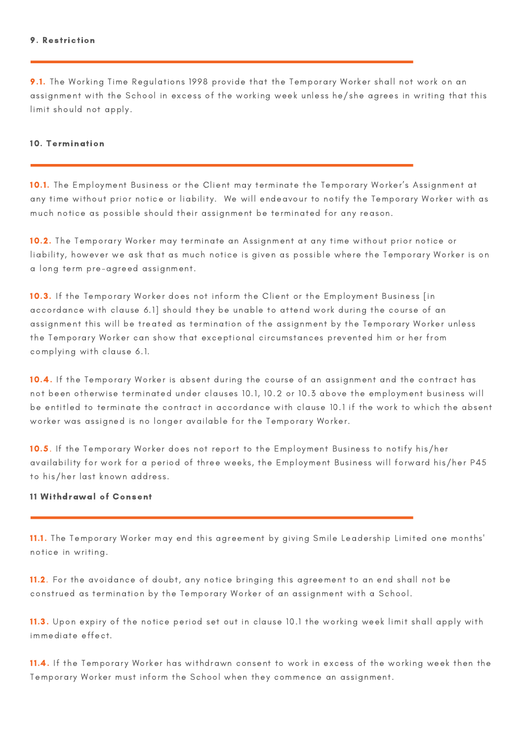## 9. Restriction

**9.1.** The Working Time Regulations 1998 provide that the Temporary Worker shall not work on an assignment with the School in excess of the working week unless he/she agrees in writing that this limit should not apply.

## 10. Termination

**10.1.** The Employment Business or the Client may terminate the Temporary Worker's Assignment at any time without prior notice or liability. We will endeavour to notify the Temporary Worker with as much notice as possible should their assignment be terminated for any reason.

**10.2.** The Temporary Worker may terminate an Assignment at any time without prior notice or liability, however we ask that as much notice is given as possible where the Temporary Worker is on a long term pre-agreed assignment.

**10.3.** If the Temporary Worker does not inform the Client or the Employment Business [in accordance with clause 6.1] should they be unable to attend work during the course of an assignment this will be treated as termination of the assignment by the Temporary Worker unless the Temporary Worker can show that exceptional circumstances prevented him or her from complying with clause 6.1.

**10.4.** If the Temporary Worker is absent during the course of an assignment and the contract has not been otherwise terminated under clauses 10.1, 10.2 or 10.3 above the employment business will be entitled to terminate the contract in accordance with clause 10.1 if the work to which the absent worker was assigned is no longer available for the Temporary Worker.

**10.5**. If the Temporary Worker does not report to the Employment Business to notify his/her availability for work for a period of three weeks, the Employment Business will forward his/her P45 to his/her last known address.

## 11 Withdrawal of Consent

**11.1.** The Temporary Worker may end this agreement by giving Smile Leadership Limited one months' notice in writing.

**11.2**. For the avoidance of doubt, any notice bringing this agreement to an end shall not be construed as termination by the Temporary Worker of an assignment with a School.

**11.3.** Upon expiry of the notice period set out in clause 10.1 the working week limit shall apply with immediate effect.

**11.4.** If the Temporary Worker has withdrawn consent to work in excess of the working week then the Temporary Worker must inform the School when they commence an assignment.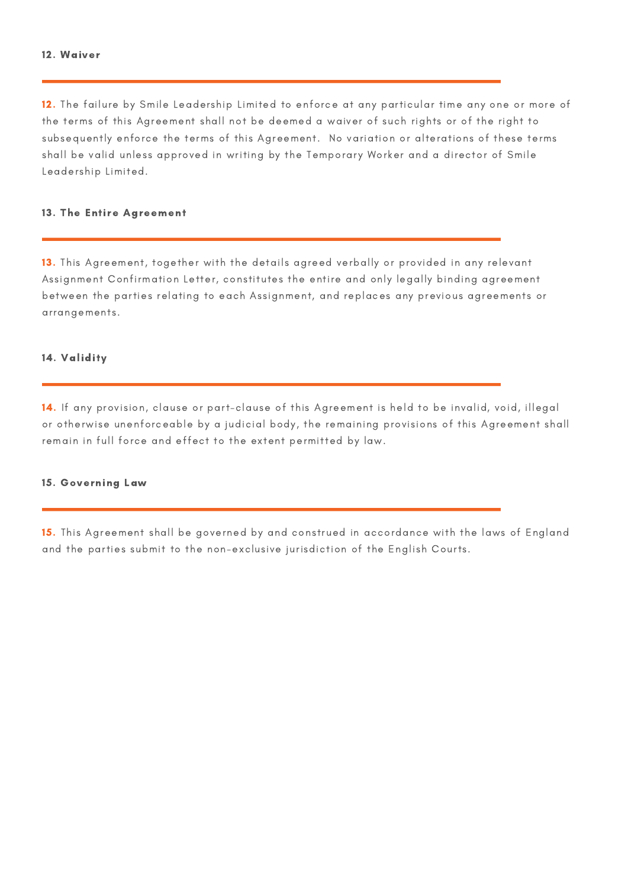### 12. Waiver

**12.** The failure by Smile Leadership Limited to enforce at any particular time any one or more of the terms of this Agreement shall not be deemed a waiver of such rights or of the right to subsequently enforce the terms of this Agreement. No variation or alterations of these terms shall be valid unless approved in writing by the Temporary Worker and a director of Smile Leadership Limited.

### 13. The Entire Agreement

**13.** This Agreement, together with the details agreed verbally or provided in any relevant Assignment Confirmation Letter, constitutes the entire and only legally binding agreement between the parties relating to each Assignment, and replaces any previous agreements or arrangements.

### 14. Validity

**14.** If any provision, clause or part-clause of this Agreement is held to be invalid, void, illegal or otherwise unenforceable by a judicial body, the remaining provisions of this Agreement shall remain in full force and effect to the extent permitted by law.

### 15. Governing Law

**15.** This Agreement shall be governed by and construed in accordance with the laws of England and the parties submit to the non-exclusive jurisdiction of the English Courts.